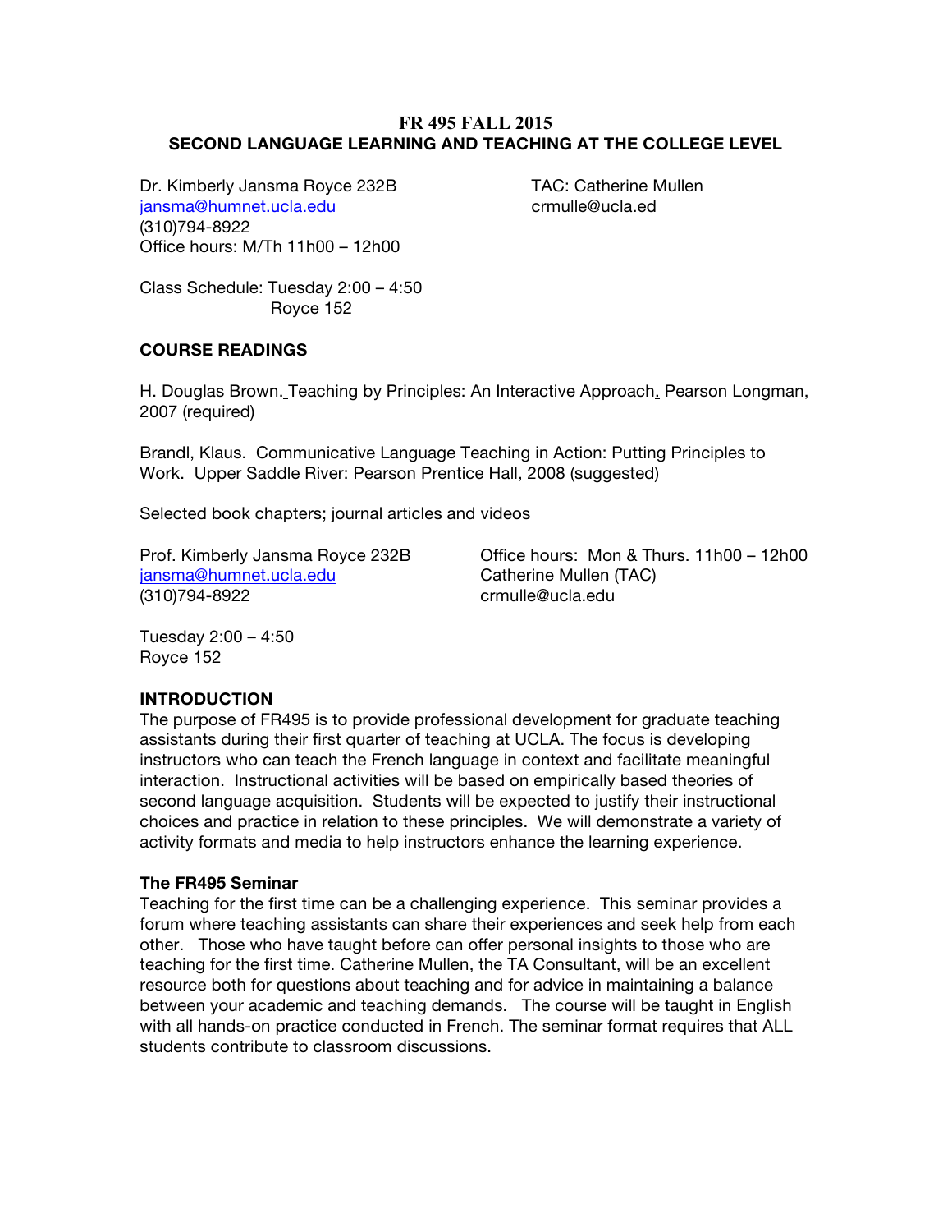# FR 495 FALL 2015
## SECOND LANGUAGE LEARNING AND TEACHING AT THE COLLEGE LEVEL

Dr. Kimberly Jansma Royce 232B
jansma@humnet.ucla.edu
(310)794-8922
Office hours: M/Th 11h00 – 12h00

TAC: Catherine Mullen
crmulle@ucla.ed

Class Schedule: Tuesday 2:00 – 4:50
Royce 152

**COURSE READINGS**

H. Douglas Brown. Teaching by Principles: An Interactive Approach. Pearson Longman, 2007 (required)

Brandl, Klaus. Communicative Language Teaching in Action: Putting Principles to Work. Upper Saddle River: Pearson Prentice Hall, 2008 (suggested)

Selected book chapters; journal articles and videos

Prof. Kimberly Jansma Royce 232B
jansma@humnet.ucla.edu
(310)794-8922

Office hours: Mon & Thurs. 11h00 – 12h00
Catherine Mullen (TAC)
crmulle@ucla.edu

Tuesday 2:00 – 4:50
Royce 152

**INTRODUCTION**

The purpose of FR495 is to provide professional development for graduate teaching assistants during their first quarter of teaching at UCLA. The focus is developing instructors who can teach the French language in context and facilitate meaningful interaction. Instructional activities will be based on empirically based theories of second language acquisition. Students will be expected to justify their instructional choices and practice in relation to these principles. We will demonstrate a variety of activity formats and media to help instructors enhance the learning experience.

**The FR495 Seminar**

Teaching for the first time can be a challenging experience. This seminar provides a forum where teaching assistants can share their experiences and seek help from each other. Those who have taught before can offer personal insights to those who are teaching for the first time. Catherine Mullen, the TA Consultant, will be an excellent resource both for questions about teaching and for advice in maintaining a balance between your academic and teaching demands. The course will be taught in English with all hands-on practice conducted in French. The seminar format requires that ALL students contribute to classroom discussions.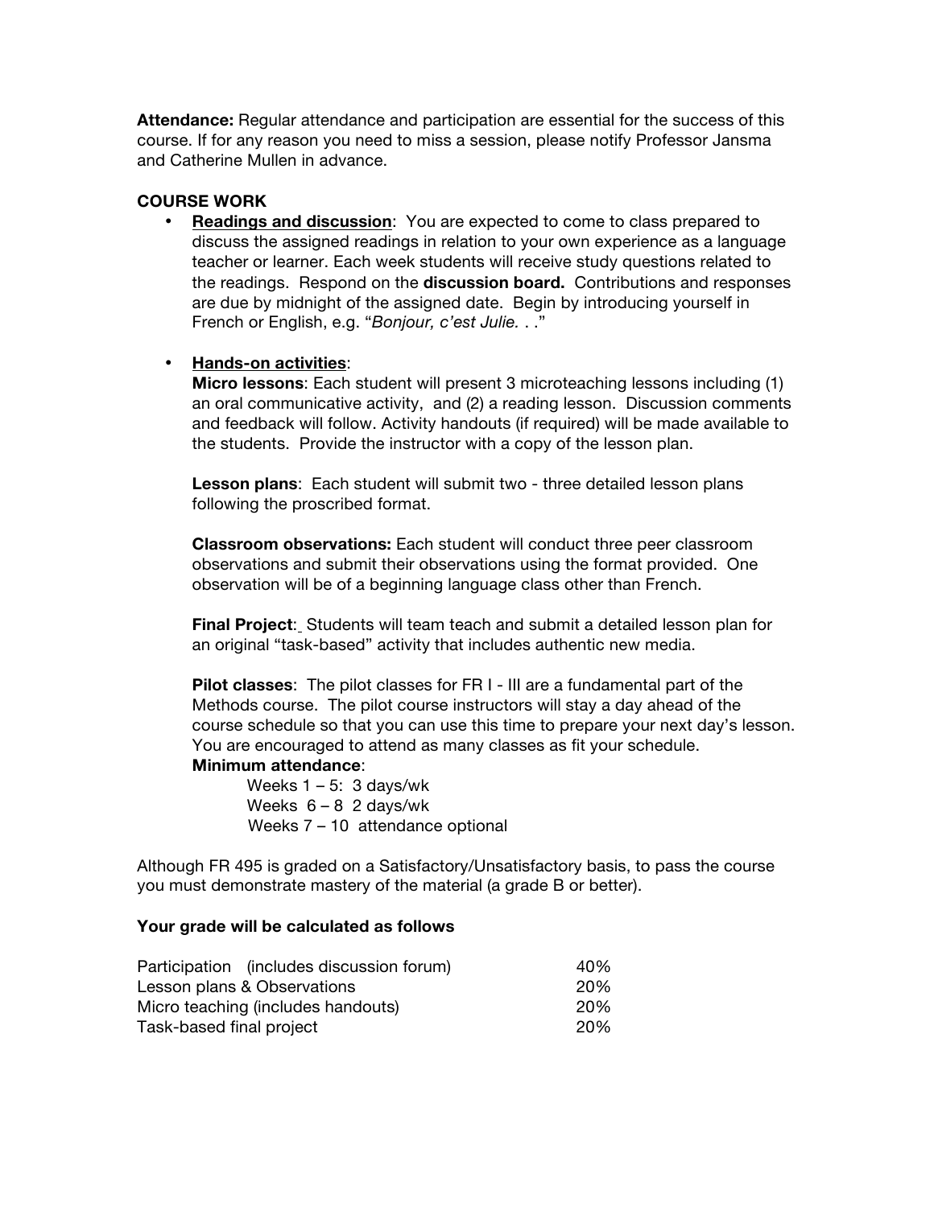**Attendance:** Regular attendance and participation are essential for the success of this course. If for any reason you need to miss a session, please notify Professor Jansma and Catherine Mullen in advance.

**COURSE WORK**

- **Readings and discussion**: You are expected to come to class prepared to discuss the assigned readings in relation to your own experience as a language teacher or learner. Each week students will receive study questions related to the readings. Respond on the **discussion board.** Contributions and responses are due by midnight of the assigned date. Begin by introducing yourself in French or English, e.g. "*Bonjour, c'est Julie. . .*"

- **Hands-on activities**:

  **Micro lessons**: Each student will present 3 microteaching lessons including (1) an oral communicative activity, and (2) a reading lesson. Discussion comments and feedback will follow. Activity handouts (if required) will be made available to the students. Provide the instructor with a copy of the lesson plan.

  **Lesson plans**: Each student will submit two - three detailed lesson plans following the proscribed format.

  **Classroom observations:** Each student will conduct three peer classroom observations and submit their observations using the format provided. One observation will be of a beginning language class other than French.

  **Final Project**: Students will team teach and submit a detailed lesson plan for an original "task-based" activity that includes authentic new media.

  **Pilot classes**: The pilot classes for FR I - III are a fundamental part of the Methods course. The pilot course instructors will stay a day ahead of the course schedule so that you can use this time to prepare your next day's lesson. You are encouraged to attend as many classes as fit your schedule.
  **Minimum attendance**:
  Weeks 1 – 5: 3 days/wk
  Weeks 6 – 8 2 days/wk
  Weeks 7 – 10 attendance optional

Although FR 495 is graded on a Satisfactory/Unsatisfactory basis, to pass the course you must demonstrate mastery of the material (a grade B or better).

**Your grade will be calculated as follows**

| | |
|---|---|
| Participation (includes discussion forum) | 40% |
| Lesson plans & Observations | 20% |
| Micro teaching (includes handouts) | 20% |
| Task-based final project | 20% |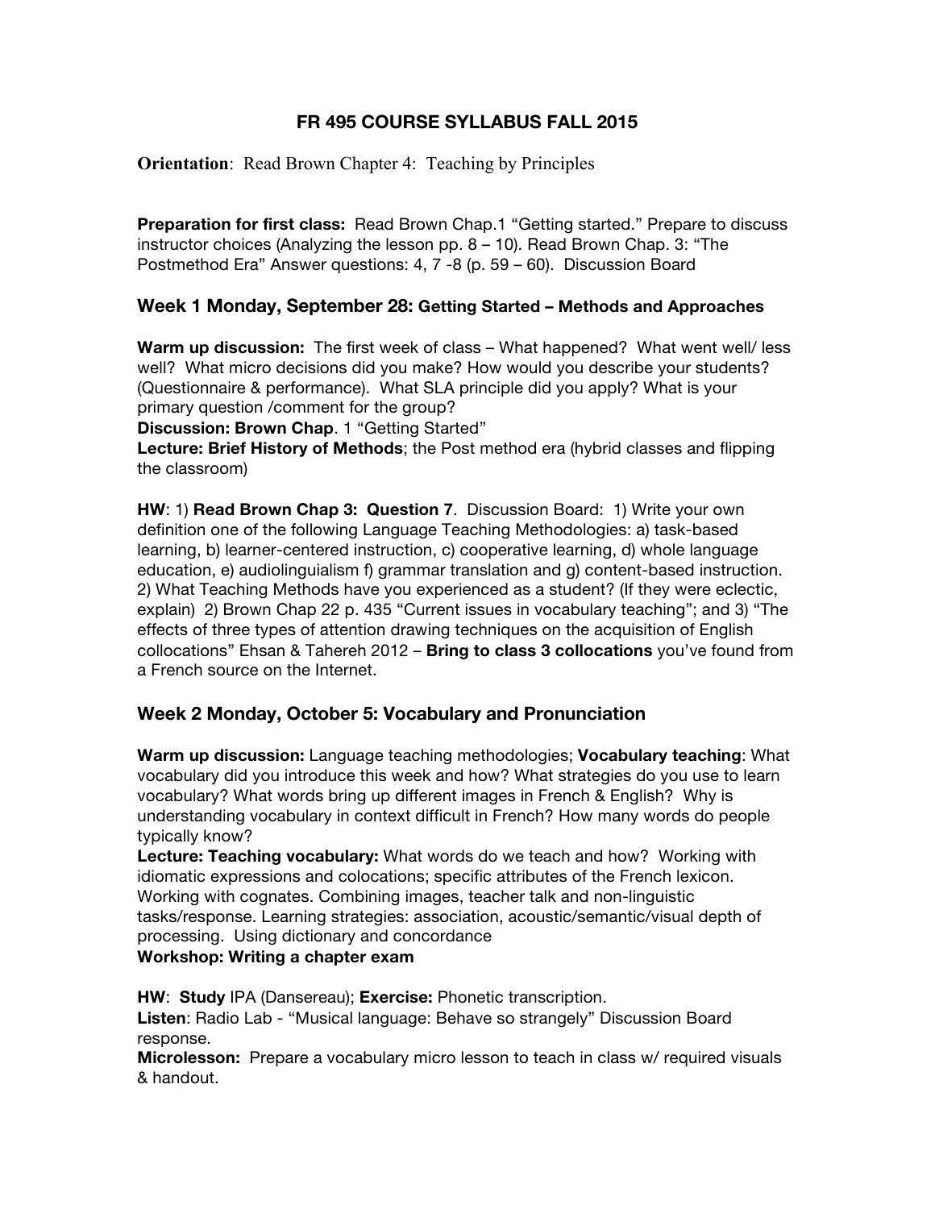# FR 495 COURSE SYLLABUS FALL 2015

**Orientation**: Read Brown Chapter 4: Teaching by Principles

**Preparation for first class:** Read Brown Chap.1 "Getting started." Prepare to discuss instructor choices (Analyzing the lesson pp. 8 – 10). Read Brown Chap. 3: "The Postmethod Era" Answer questions: 4, 7 -8 (p. 59 – 60). Discussion Board

## Week 1 Monday, September 28: Getting Started – Methods and Approaches

**Warm up discussion:** The first week of class – What happened? What went well/ less well? What micro decisions did you make? How would you describe your students? (Questionnaire & performance). What SLA principle did you apply? What is your primary question /comment for the group?
**Discussion: Brown Chap**. 1 "Getting Started"
**Lecture: Brief History of Methods**; the Post method era (hybrid classes and flipping the classroom)

**HW**: 1) **Read Brown Chap 3: Question 7**. Discussion Board: 1) Write your own definition one of the following Language Teaching Methodologies: a) task-based learning, b) learner-centered instruction, c) cooperative learning, d) whole language education, e) audiolinguialism f) grammar translation and g) content-based instruction. 2) What Teaching Methods have you experienced as a student? (If they were eclectic, explain) 2) Brown Chap 22 p. 435 "Current issues in vocabulary teaching"; and 3) "The effects of three types of attention drawing techniques on the acquisition of English collocations" Ehsan & Tahereh 2012 – **Bring to class 3 collocations** you've found from a French source on the Internet.

## Week 2 Monday, October 5: Vocabulary and Pronunciation

**Warm up discussion:** Language teaching methodologies; **Vocabulary teaching**: What vocabulary did you introduce this week and how? What strategies do you use to learn vocabulary? What words bring up different images in French & English? Why is understanding vocabulary in context difficult in French? How many words do people typically know?
**Lecture: Teaching vocabulary:** What words do we teach and how? Working with idiomatic expressions and colocations; specific attributes of the French lexicon. Working with cognates. Combining images, teacher talk and non-linguistic tasks/response. Learning strategies: association, acoustic/semantic/visual depth of processing. Using dictionary and concordance
**Workshop: Writing a chapter exam**

**HW**: **Study** IPA (Dansereau); **Exercise:** Phonetic transcription.
**Listen**: Radio Lab - "Musical language: Behave so strangely" Discussion Board response.
**Microlesson:** Prepare a vocabulary micro lesson to teach in class w/ required visuals & handout.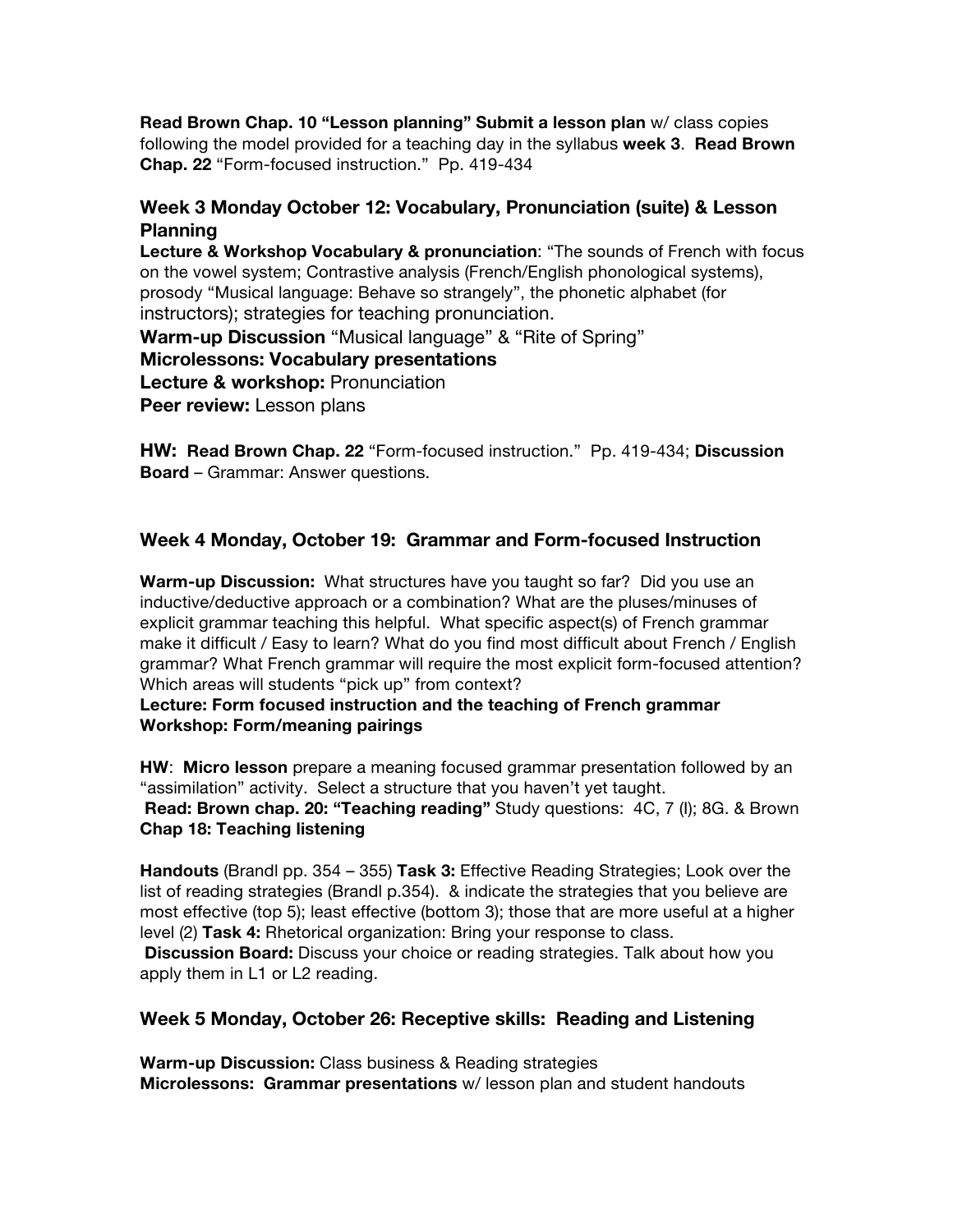**Read Brown Chap. 10 "Lesson planning" Submit a lesson plan** w/ class copies following the model provided for a teaching day in the syllabus **week 3**. **Read Brown Chap. 22** "Form-focused instruction." Pp. 419-434

### Week 3 Monday October 12: Vocabulary, Pronunciation (suite) & Lesson Planning

**Lecture & Workshop Vocabulary & pronunciation**: "The sounds of French with focus on the vowel system; Contrastive analysis (French/English phonological systems), prosody "Musical language: Behave so strangely", the phonetic alphabet (for instructors); strategies for teaching pronunciation.

**Warm-up Discussion** "Musical language" & "Rite of Spring"
**Microlessons: Vocabulary presentations**
**Lecture & workshop:** Pronunciation
**Peer review:** Lesson plans

**HW: Read Brown Chap. 22** "Form-focused instruction." Pp. 419-434; **Discussion Board** – Grammar: Answer questions.

### Week 4 Monday, October 19: Grammar and Form-focused Instruction

**Warm-up Discussion:** What structures have you taught so far? Did you use an inductive/deductive approach or a combination? What are the pluses/minuses of explicit grammar teaching this helpful. What specific aspect(s) of French grammar make it difficult / Easy to learn? What do you find most difficult about French / English grammar? What French grammar will require the most explicit form-focused attention? Which areas will students "pick up" from context?

**Lecture: Form focused instruction and the teaching of French grammar**
**Workshop: Form/meaning pairings**

**HW**: **Micro lesson** prepare a meaning focused grammar presentation followed by an "assimilation" activity. Select a structure that you haven't yet taught.
**Read: Brown chap. 20: "Teaching reading"** Study questions: 4C, 7 (l); 8G. & Brown **Chap 18: Teaching listening**

**Handouts** (Brandl pp. 354 – 355) **Task 3:** Effective Reading Strategies; Look over the list of reading strategies (Brandl p.354). & indicate the strategies that you believe are most effective (top 5); least effective (bottom 3); those that are more useful at a higher level (2) **Task 4:** Rhetorical organization: Bring your response to class.
**Discussion Board:** Discuss your choice or reading strategies. Talk about how you apply them in L1 or L2 reading.

### Week 5 Monday, October 26: Receptive skills: Reading and Listening

**Warm-up Discussion:** Class business & Reading strategies
**Microlessons: Grammar presentations** w/ lesson plan and student handouts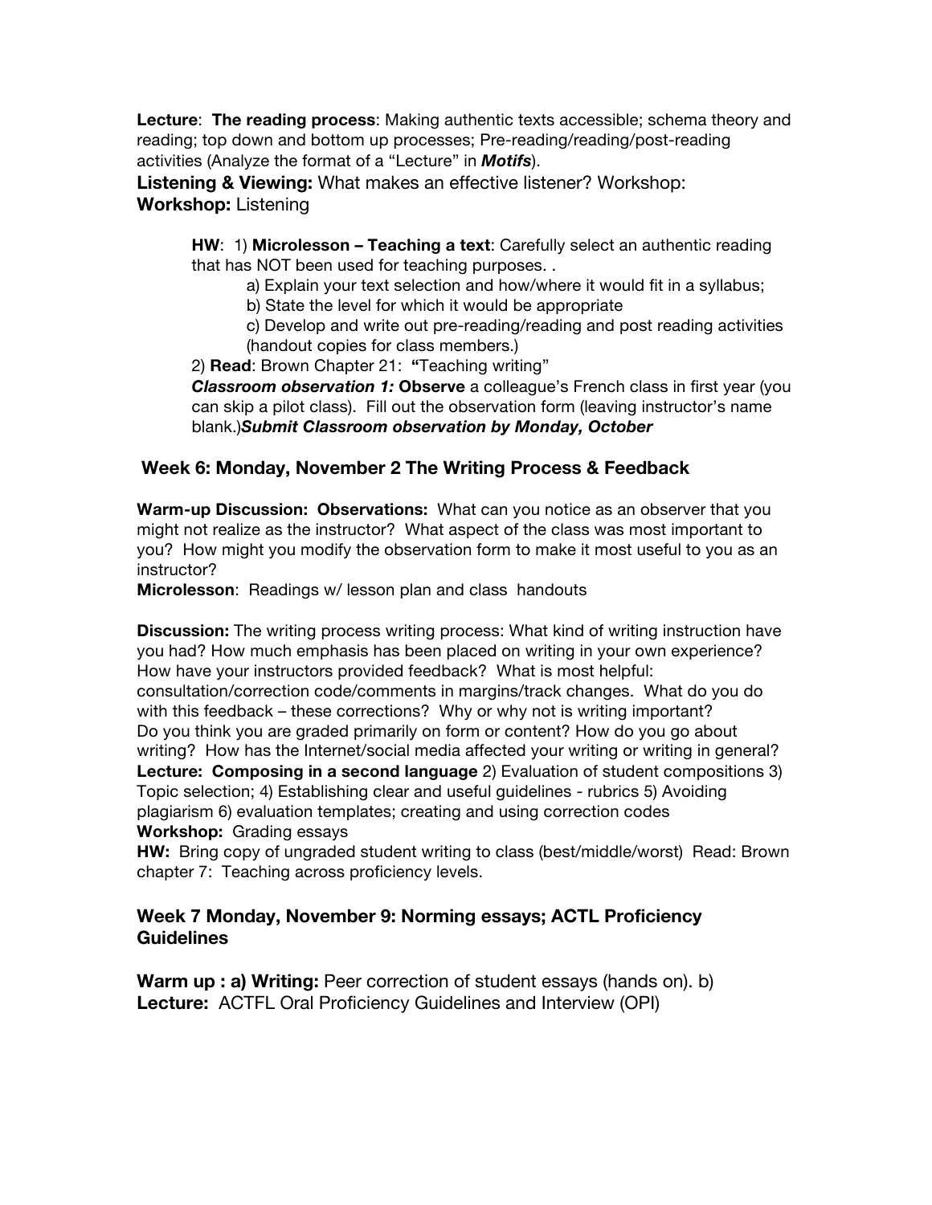**Lecture**: **The reading process**: Making authentic texts accessible; schema theory and reading; top down and bottom up processes; Pre-reading/reading/post-reading activities (Analyze the format of a "Lecture" in ***Motifs***).

**Listening & Viewing:** What makes an effective listener? Workshop:
**Workshop:** Listening

> **HW**: 1) **Microlesson – Teaching a text**: Carefully select an authentic reading that has NOT been used for teaching purposes. .
>
> > a) Explain your text selection and how/where it would fit in a syllabus;
> > b) State the level for which it would be appropriate
> > c) Develop and write out pre-reading/reading and post reading activities (handout copies for class members.)
>
> 2) **Read**: Brown Chapter 21: **"**Teaching writing"
> ***Classroom observation 1:*** **Observe** a colleague's French class in first year (you can skip a pilot class). Fill out the observation form (leaving instructor's name blank.)***Submit Classroom observation by Monday, October***

### Week 6: Monday, November 2 The Writing Process & Feedback

**Warm-up Discussion: Observations:** What can you notice as an observer that you might not realize as the instructor? What aspect of the class was most important to you? How might you modify the observation form to make it most useful to you as an instructor?
**Microlesson**: Readings w/ lesson plan and class handouts

**Discussion:** The writing process writing process: What kind of writing instruction have you had? How much emphasis has been placed on writing in your own experience? How have your instructors provided feedback? What is most helpful: consultation/correction code/comments in margins/track changes. What do you do with this feedback – these corrections? Why or why not is writing important? Do you think you are graded primarily on form or content? How do you go about writing? How has the Internet/social media affected your writing or writing in general?
**Lecture: Composing in a second language** 2) Evaluation of student compositions 3) Topic selection; 4) Establishing clear and useful guidelines - rubrics 5) Avoiding plagiarism 6) evaluation templates; creating and using correction codes
**Workshop:** Grading essays
**HW:** Bring copy of ungraded student writing to class (best/middle/worst) Read: Brown chapter 7: Teaching across proficiency levels.

### Week 7 Monday, November 9: Norming essays; ACTL Proficiency Guidelines

**Warm up : a) Writing:** Peer correction of student essays (hands on). b) **Lecture:** ACTFL Oral Proficiency Guidelines and Interview (OPI)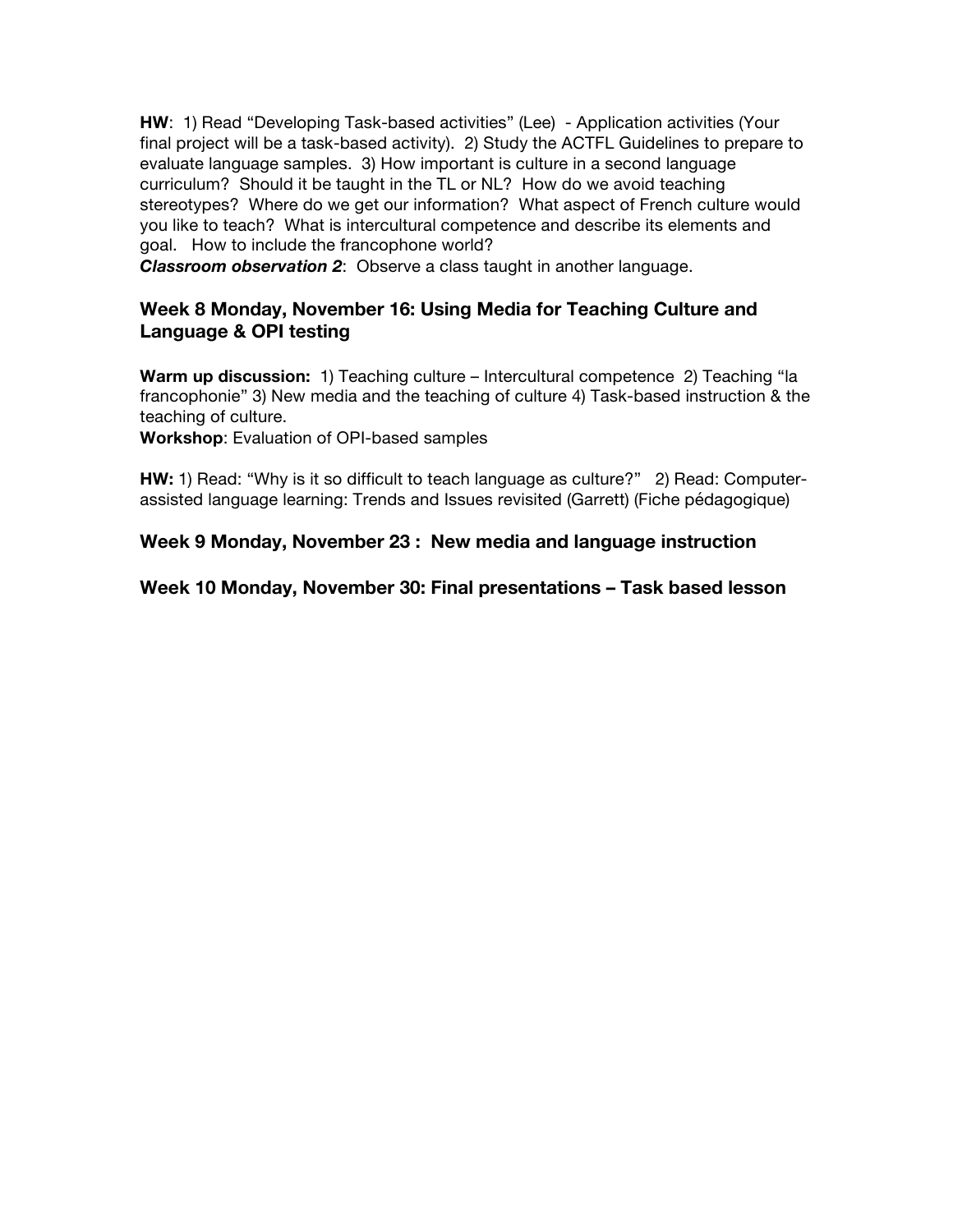**HW**: 1) Read "Developing Task-based activities" (Lee) - Application activities (Your final project will be a task-based activity). 2) Study the ACTFL Guidelines to prepare to evaluate language samples. 3) How important is culture in a second language curriculum? Should it be taught in the TL or NL? How do we avoid teaching stereotypes? Where do we get our information? What aspect of French culture would you like to teach? What is intercultural competence and describe its elements and goal. How to include the francophone world?

***Classroom observation 2***: Observe a class taught in another language.

### Week 8 Monday, November 16: Using Media for Teaching Culture and Language & OPI testing

**Warm up discussion:** 1) Teaching culture – Intercultural competence 2) Teaching "la francophonie" 3) New media and the teaching of culture 4) Task-based instruction & the teaching of culture.

**Workshop**: Evaluation of OPI-based samples

**HW:** 1) Read: "Why is it so difficult to teach language as culture?" 2) Read: Computer-assisted language learning: Trends and Issues revisited (Garrett) (Fiche pédagogique)

### Week 9 Monday, November 23 : New media and language instruction

### Week 10 Monday, November 30: Final presentations – Task based lesson